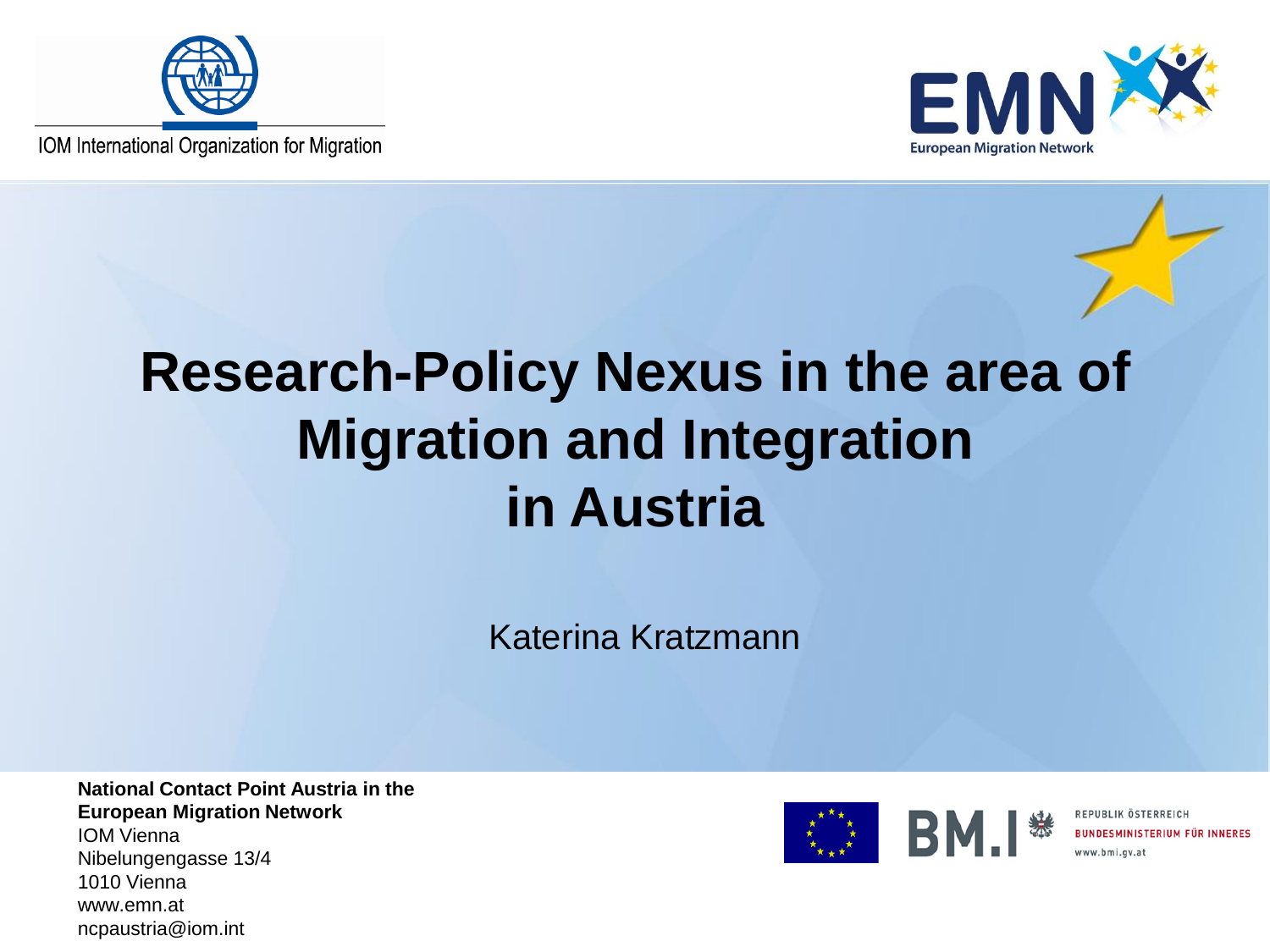IOM International Organization for Migration

European Migration Network

# Research-Policy Nexus in the area of Migration and Integration in Austria

Katerina Kratzmann

**National Contact Point Austria in the European Migration Network**
IOM Vienna
Nibelungengasse 13/4
1010 Vienna
www.emn.at
ncpaustria@iom.int

REPUBLIK ÖSTERREICH
BUNDESMINISTERIUM FÜR INNERES
www.bmi.gv.at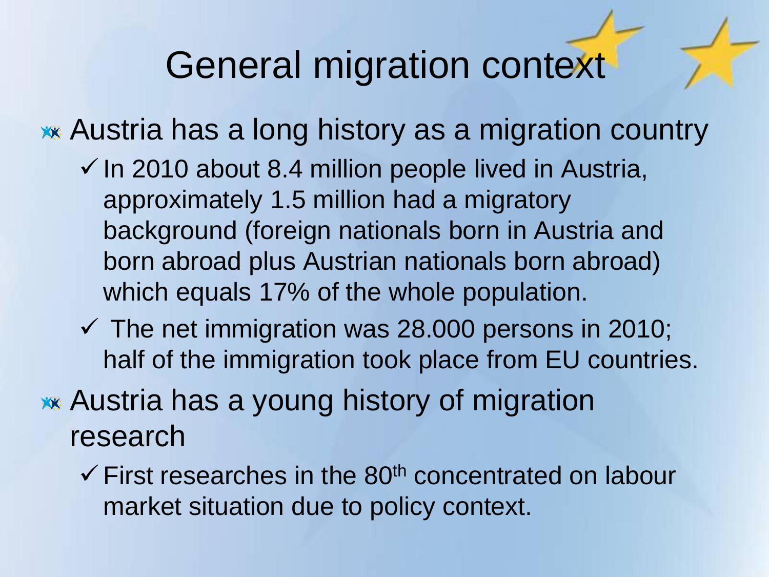# General migration context

- Austria has a long history as a migration country
  - In 2010 about 8.4 million people lived in Austria, approximately 1.5 million had a migratory background (foreign nationals born in Austria and born abroad plus Austrian nationals born abroad) which equals 17% of the whole population.
  - The net immigration was 28.000 persons in 2010; half of the immigration took place from EU countries.
- Austria has a young history of migration research
  - First researches in the 80th concentrated on labour market situation due to policy context.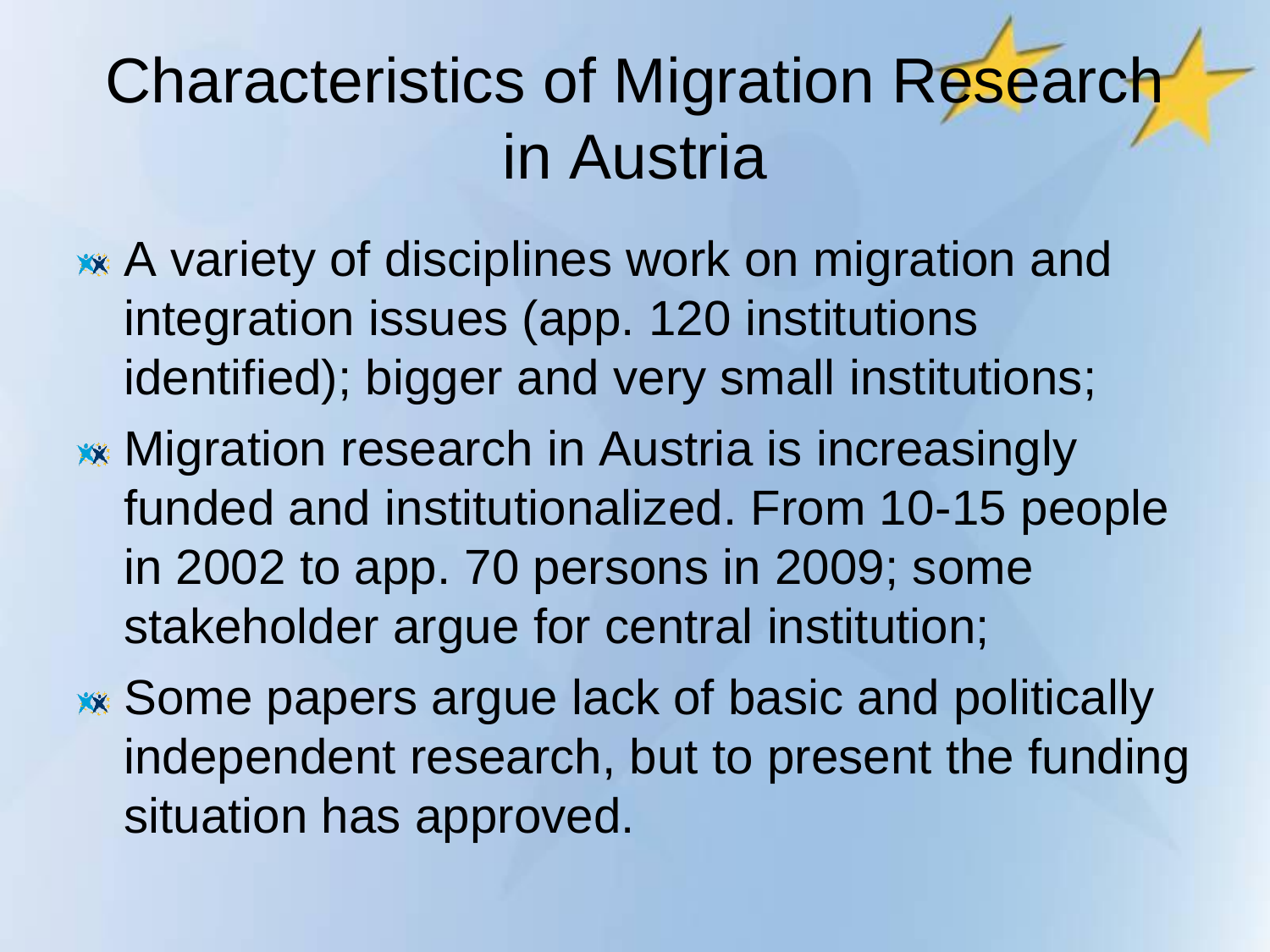# Characteristics of Migration Research in Austria

- A variety of disciplines work on migration and integration issues (app. 120 institutions identified); bigger and very small institutions;
- Migration research in Austria is increasingly funded and institutionalized. From 10-15 people in 2002 to app. 70 persons in 2009; some stakeholder argue for central institution;
- Some papers argue lack of basic and politically independent research, but to present the funding situation has approved.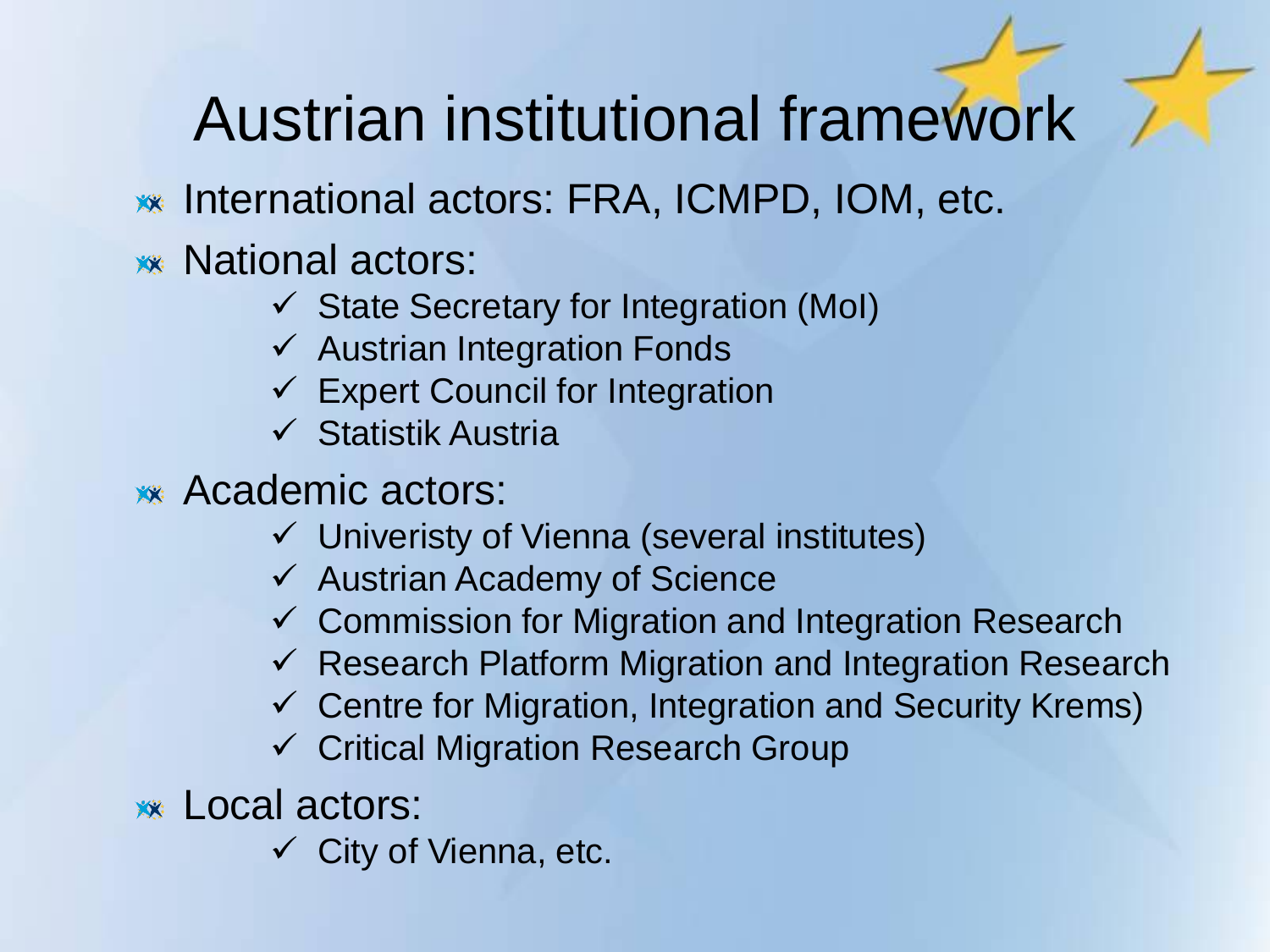# Austrian institutional framework

- International actors: FRA, ICMPD, IOM, etc.
- National actors:
  - ✓ State Secretary for Integration (MoI)
  - ✓ Austrian Integration Fonds
  - ✓ Expert Council for Integration
  - ✓ Statistik Austria
- Academic actors:
  - ✓ Univeristy of Vienna (several institutes)
  - ✓ Austrian Academy of Science
  - ✓ Commission for Migration and Integration Research
  - ✓ Research Platform Migration and Integration Research
  - ✓ Centre for Migration, Integration and Security Krems)
  - ✓ Critical Migration Research Group
- Local actors:
  - ✓ City of Vienna, etc.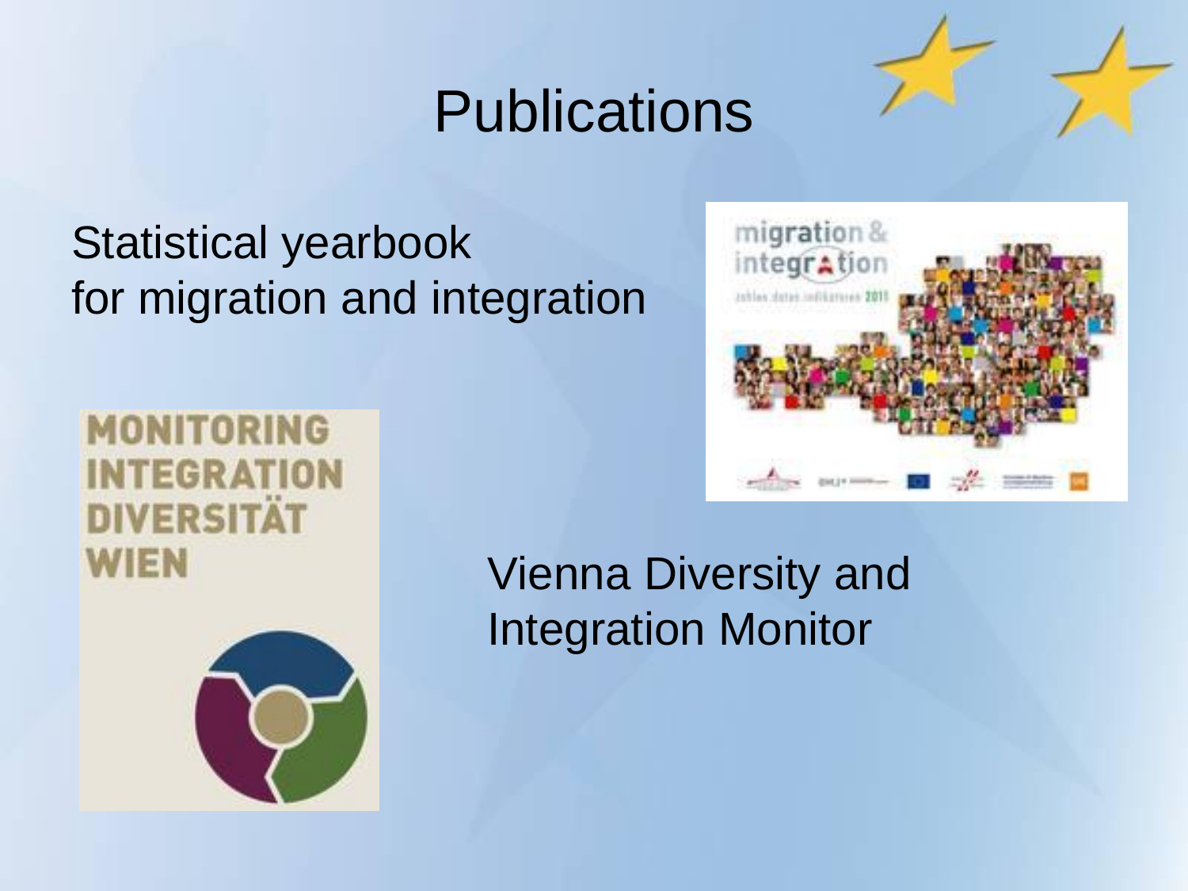# Publications

Statistical yearbook for migration and integration

Vienna Diversity and Integration Monitor